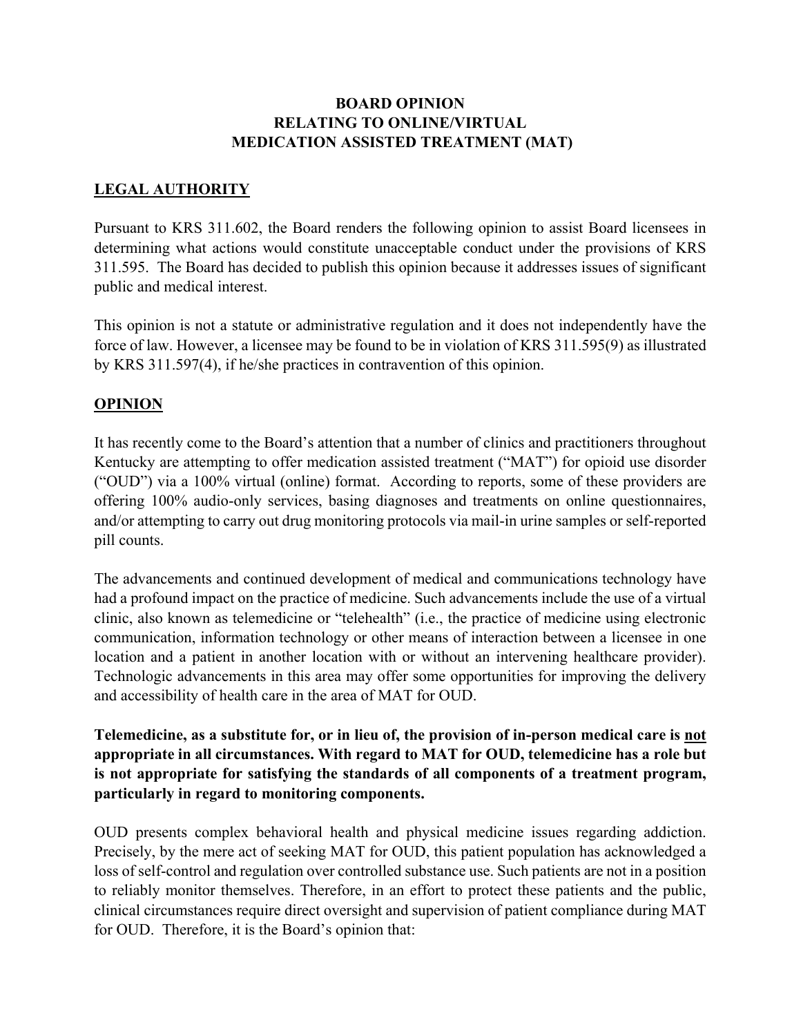# BOARD OPINION
# RELATING TO ONLINE/VIRTUAL
# MEDICATION ASSISTED TREATMENT (MAT)

## LEGAL AUTHORITY

Pursuant to KRS 311.602, the Board renders the following opinion to assist Board licensees in determining what actions would constitute unacceptable conduct under the provisions of KRS 311.595. The Board has decided to publish this opinion because it addresses issues of significant public and medical interest.

This opinion is not a statute or administrative regulation and it does not independently have the force of law. However, a licensee may be found to be in violation of KRS 311.595(9) as illustrated by KRS 311.597(4), if he/she practices in contravention of this opinion.

## OPINION

It has recently come to the Board's attention that a number of clinics and practitioners throughout Kentucky are attempting to offer medication assisted treatment ("MAT") for opioid use disorder ("OUD") via a 100% virtual (online) format. According to reports, some of these providers are offering 100% audio-only services, basing diagnoses and treatments on online questionnaires, and/or attempting to carry out drug monitoring protocols via mail-in urine samples or self-reported pill counts.

The advancements and continued development of medical and communications technology have had a profound impact on the practice of medicine. Such advancements include the use of a virtual clinic, also known as telemedicine or "telehealth" (i.e., the practice of medicine using electronic communication, information technology or other means of interaction between a licensee in one location and a patient in another location with or without an intervening healthcare provider). Technologic advancements in this area may offer some opportunities for improving the delivery and accessibility of health care in the area of MAT for OUD.

**Telemedicine, as a substitute for, or in lieu of, the provision of in-person medical care is <u>not</u> appropriate in all circumstances. With regard to MAT for OUD, telemedicine has a role but is not appropriate for satisfying the standards of all components of a treatment program, particularly in regard to monitoring components.**

OUD presents complex behavioral health and physical medicine issues regarding addiction. Precisely, by the mere act of seeking MAT for OUD, this patient population has acknowledged a loss of self-control and regulation over controlled substance use. Such patients are not in a position to reliably monitor themselves. Therefore, in an effort to protect these patients and the public, clinical circumstances require direct oversight and supervision of patient compliance during MAT for OUD. Therefore, it is the Board's opinion that: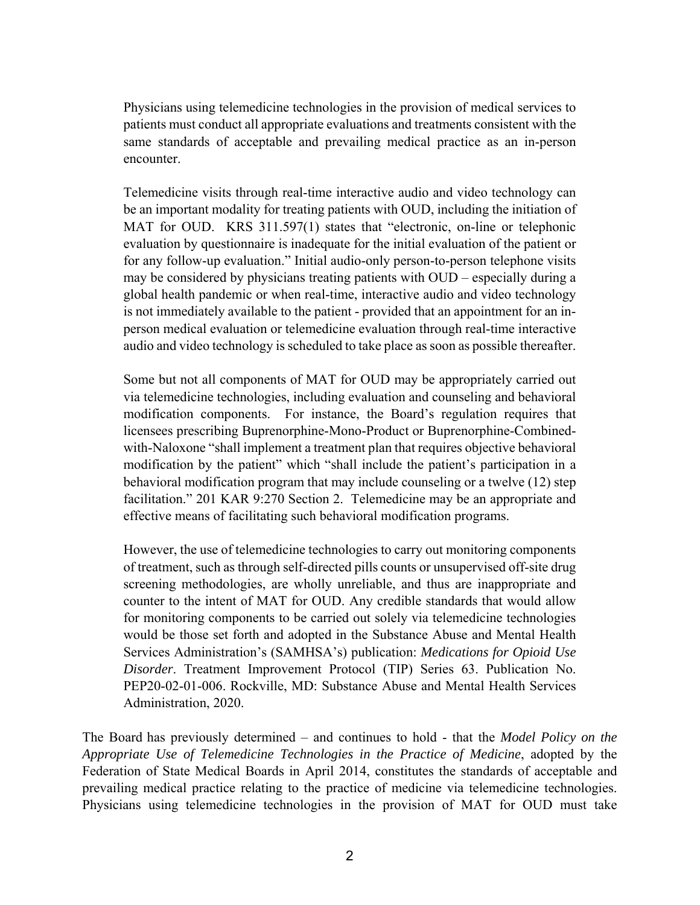> Physicians using telemedicine technologies in the provision of medical services to patients must conduct all appropriate evaluations and treatments consistent with the same standards of acceptable and prevailing medical practice as an in-person encounter.
>
> Telemedicine visits through real-time interactive audio and video technology can be an important modality for treating patients with OUD, including the initiation of MAT for OUD. KRS 311.597(1) states that "electronic, on-line or telephonic evaluation by questionnaire is inadequate for the initial evaluation of the patient or for any follow-up evaluation." Initial audio-only person-to-person telephone visits may be considered by physicians treating patients with OUD – especially during a global health pandemic or when real-time, interactive audio and video technology is not immediately available to the patient - provided that an appointment for an in-person medical evaluation or telemedicine evaluation through real-time interactive audio and video technology is scheduled to take place as soon as possible thereafter.
>
> Some but not all components of MAT for OUD may be appropriately carried out via telemedicine technologies, including evaluation and counseling and behavioral modification components. For instance, the Board's regulation requires that licensees prescribing Buprenorphine-Mono-Product or Buprenorphine-Combined-with-Naloxone "shall implement a treatment plan that requires objective behavioral modification by the patient" which "shall include the patient's participation in a behavioral modification program that may include counseling or a twelve (12) step facilitation." 201 KAR 9:270 Section 2. Telemedicine may be an appropriate and effective means of facilitating such behavioral modification programs.
>
> However, the use of telemedicine technologies to carry out monitoring components of treatment, such as through self-directed pills counts or unsupervised off-site drug screening methodologies, are wholly unreliable, and thus are inappropriate and counter to the intent of MAT for OUD. Any credible standards that would allow for monitoring components to be carried out solely via telemedicine technologies would be those set forth and adopted in the Substance Abuse and Mental Health Services Administration's (SAMHSA's) publication: *Medications for Opioid Use Disorder*. Treatment Improvement Protocol (TIP) Series 63. Publication No. PEP20-02-01-006. Rockville, MD: Substance Abuse and Mental Health Services Administration, 2020.

The Board has previously determined – and continues to hold - that the *Model Policy on the Appropriate Use of Telemedicine Technologies in the Practice of Medicine*, adopted by the Federation of State Medical Boards in April 2014, constitutes the standards of acceptable and prevailing medical practice relating to the practice of medicine via telemedicine technologies. Physicians using telemedicine technologies in the provision of MAT for OUD must take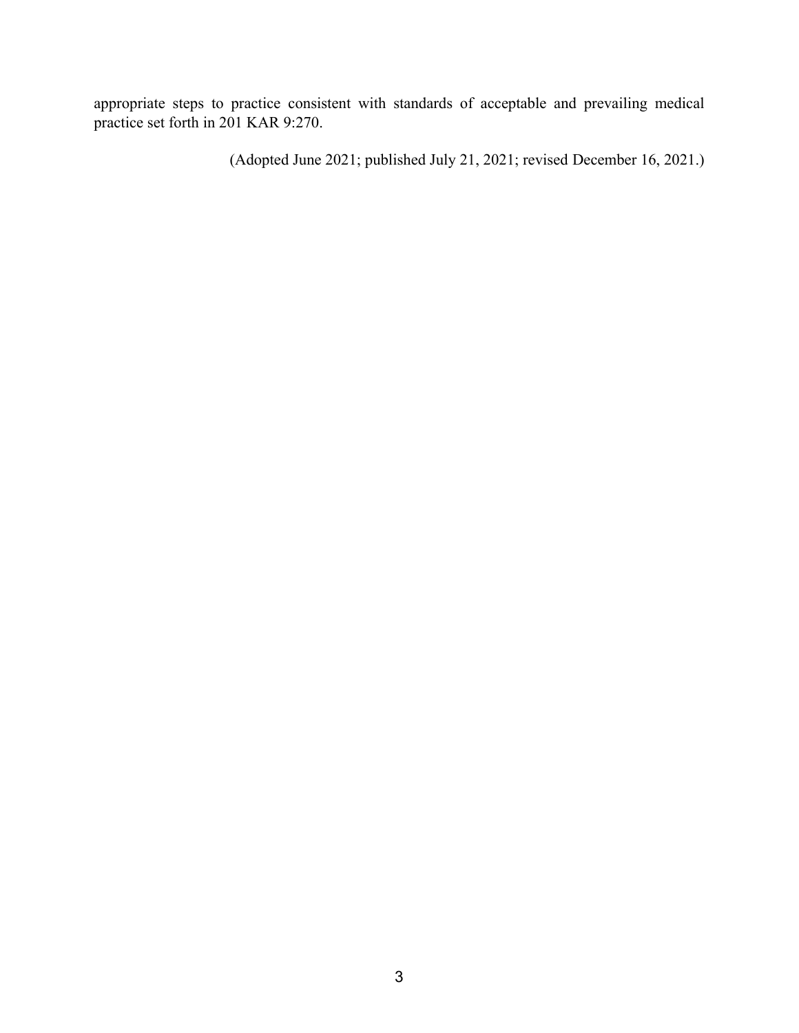appropriate steps to practice consistent with standards of acceptable and prevailing medical practice set forth in 201 KAR 9:270.

(Adopted June 2021; published July 21, 2021; revised December 16, 2021.)